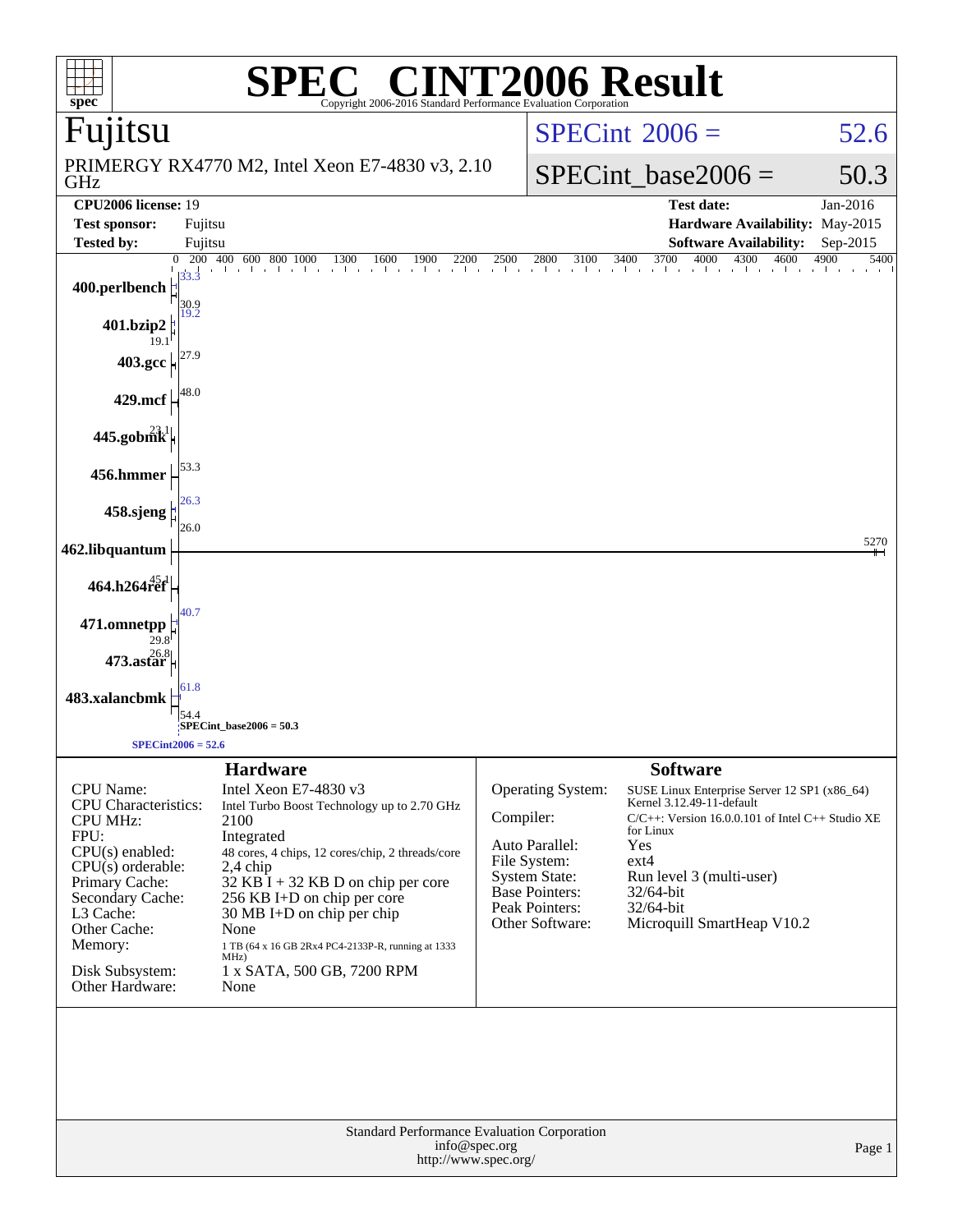# SPEC® CINT2006 Result

Copyright 2006-2016 Standard Performance Evaluation Corporation

## Fujitsu

PRIMERGY RX4770 M2, Intel Xeon E7-4830 v3, 2.10 GHz

SPECint 2006 = 52.6

SPECint_base2006 = 50.3

| | | | |
|---|---|---|---|
| **CPU2006 license:** | 19 | **Test date:** | Jan-2016 |
| **Test sponsor:** | Fujitsu | **Hardware Availability:** | May-2015 |
| **Tested by:** | Fujitsu | **Software Availability:** | Sep-2015 |

| Benchmark | Peak | Base |
|---|---|---|
| 400.perlbench | 33.3 | 30.9 |
| 401.bzip2 | 19.2 | 19.1 |
| 403.gcc | | 27.9 |
| 429.mcf | | 48.0 |
| 445.gobmk | | 23.1 |
| 456.hmmer | | 53.3 |
| 458.sjeng | 26.3 | 26.0 |
| 462.libquantum | | 5270 |
| 464.h264ref | | 45.1 |
| 471.omnetpp | 40.7 | 29.8 |
| 473.astar | | 26.8 |
| 483.xalancbmk | 61.8 | 54.4 |

SPECint_base2006 = 50.3

SPECint2006 = 52.6

## Hardware

| | |
|---|---|
| CPU Name: | Intel Xeon E7-4830 v3 |
| CPU Characteristics: | Intel Turbo Boost Technology up to 2.70 GHz |
| CPU MHz: | 2100 |
| FPU: | Integrated |
| CPU(s) enabled: | 48 cores, 4 chips, 12 cores/chip, 2 threads/core |
| CPU(s) orderable: | 2,4 chip |
| Primary Cache: | 32 KB I + 32 KB D on chip per core |
| Secondary Cache: | 256 KB I+D on chip per core |
| L3 Cache: | 30 MB I+D on chip per chip |
| Other Cache: | None |
| Memory: | 1 TB (64 x 16 GB 2Rx4 PC4-2133P-R, running at 1333 MHz) |
| Disk Subsystem: | 1 x SATA, 500 GB, 7200 RPM |
| Other Hardware: | None |

## Software

| | |
|---|---|
| Operating System: | SUSE Linux Enterprise Server 12 SP1 (x86_64) Kernel 3.12.49-11-default |
| Compiler: | C/C++: Version 16.0.0.101 of Intel C++ Studio XE for Linux |
| Auto Parallel: | Yes |
| File System: | ext4 |
| System State: | Run level 3 (multi-user) |
| Base Pointers: | 32/64-bit |
| Peak Pointers: | 32/64-bit |
| Other Software: | Microquill SmartHeap V10.2 |

Standard Performance Evaluation Corporation
info@spec.org
http://www.spec.org/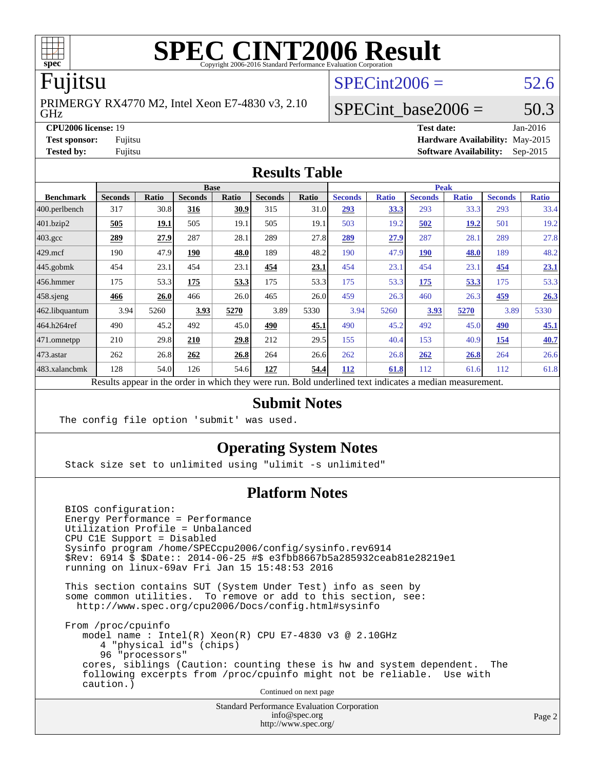# SPEC CINT2006 Result

Copyright 2006-2016 Standard Performance Evaluation Corporation

## Fujitsu

PRIMERGY RX4770 M2, Intel Xeon E7-4830 v3, 2.10 GHz

SPECint2006 = 52.6

SPECint_base2006 = 50.3

**CPU2006 license:** 19
**Test sponsor:** Fujitsu
**Tested by:** Fujitsu

**Test date:** Jan-2016
**Hardware Availability:** May-2015
**Software Availability:** Sep-2015

## Results Table

| Benchmark | Base | | | | | | Peak | | | | | |
|---|---|---|---|---|---|---|---|---|---|---|---|---|
| | Seconds | Ratio | Seconds | Ratio | Seconds | Ratio | Seconds | Ratio | Seconds | Ratio | Seconds | Ratio |
| 400.perlbench | 317 | 30.8 | **316** | **30.9** | 315 | 31.0 | **293** | **33.3** | 293 | 33.3 | 293 | 33.4 |
| 401.bzip2 | **505** | **19.1** | 505 | 19.1 | 505 | 19.1 | 503 | 19.2 | **502** | **19.2** | 501 | 19.2 |
| 403.gcc | **289** | **27.9** | 287 | 28.1 | 289 | 27.8 | **289** | **27.9** | 287 | 28.1 | 289 | 27.8 |
| 429.mcf | 190 | 47.9 | **190** | **48.0** | 189 | 48.2 | 190 | 47.9 | **190** | **48.0** | 189 | 48.2 |
| 445.gobmk | 454 | 23.1 | 454 | 23.1 | **454** | **23.1** | 454 | 23.1 | 454 | 23.1 | **454** | **23.1** |
| 456.hmmer | 175 | 53.3 | **175** | **53.3** | 175 | 53.3 | 175 | 53.3 | **175** | **53.3** | 175 | 53.3 |
| 458.sjeng | **466** | **26.0** | 466 | 26.0 | 465 | 26.0 | 459 | 26.3 | 460 | 26.3 | **459** | **26.3** |
| 462.libquantum | 3.94 | 5260 | **3.93** | **5270** | 3.89 | 5330 | 3.94 | 5260 | **3.93** | **5270** | 3.89 | 5330 |
| 464.h264ref | 490 | 45.2 | 492 | 45.0 | **490** | **45.1** | 490 | 45.2 | 492 | 45.0 | **490** | **45.1** |
| 471.omnetpp | 210 | 29.8 | **210** | **29.8** | 212 | 29.5 | 155 | 40.4 | 153 | 40.9 | **154** | **40.7** |
| 473.astar | 262 | 26.8 | **262** | **26.8** | 264 | 26.6 | 262 | 26.8 | **262** | **26.8** | 264 | 26.6 |
| 483.xalancbmk | 128 | 54.0 | 126 | 54.6 | **127** | **54.4** | **112** | **61.8** | 112 | 61.6 | 112 | 61.8 |

Results appear in the order in which they were run. Bold underlined text indicates a median measurement.

## Submit Notes

```
The config file option 'submit' was used.
```

## Operating System Notes

```
Stack size set to unlimited using "ulimit -s unlimited"
```

## Platform Notes

```
BIOS configuration:
Energy Performance = Performance
Utilization Profile = Unbalanced
CPU C1E Support = Disabled
Sysinfo program /home/SPECcpu2006/config/sysinfo.rev6914
$Rev: 6914 $ $Date:: 2014-06-25 #$ e3fbb8667b5a285932ceab81e28219e1
running on linux-69av Fri Jan 15 15:48:53 2016

This section contains SUT (System Under Test) info as seen by
some common utilities.  To remove or add to this section, see:
  http://www.spec.org/cpu2006/Docs/config.html#sysinfo

From /proc/cpuinfo
   model name : Intel(R) Xeon(R) CPU E7-4830 v3 @ 2.10GHz
      4 "physical id"s (chips)
      96 "processors"
   cores, siblings (Caution: counting these is hw and system dependent.  The
   following excerpts from /proc/cpuinfo might not be reliable.  Use with
   caution.)
```

Continued on next page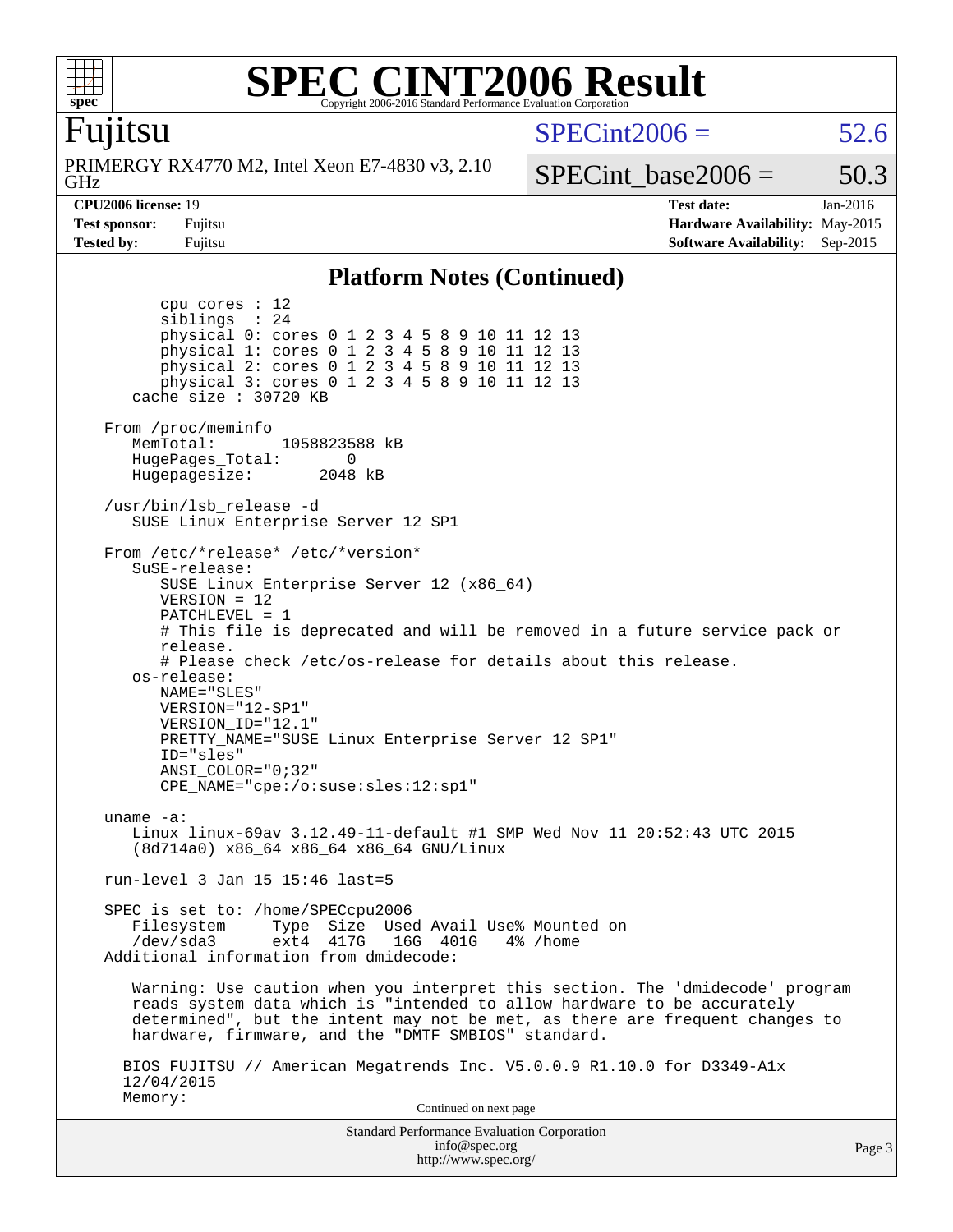# SPEC CINT2006 Result

Copyright 2006-2016 Standard Performance Evaluation Corporation

## Fujitsu

PRIMERGY RX4770 M2, Intel Xeon E7-4830 v3, 2.10 GHz

SPECint2006 = 52.6

SPECint_base2006 = 50.3

| | | | |
|---|---|---|---|
| **CPU2006 license:** 19 | | **Test date:** | Jan-2016 |
| **Test sponsor:** | Fujitsu | **Hardware Availability:** | May-2015 |
| **Tested by:** | Fujitsu | **Software Availability:** | Sep-2015 |

### Platform Notes (Continued)

```
        cpu cores : 12
        siblings  : 24
        physical 0: cores 0 1 2 3 4 5 8 9 10 11 12 13
        physical 1: cores 0 1 2 3 4 5 8 9 10 11 12 13
        physical 2: cores 0 1 2 3 4 5 8 9 10 11 12 13
        physical 3: cores 0 1 2 3 4 5 8 9 10 11 12 13
     cache size : 30720 KB

  From /proc/meminfo
     MemTotal:       1058823588 kB
     HugePages_Total:       0
     Hugepagesize:       2048 kB

  /usr/bin/lsb_release -d
     SUSE Linux Enterprise Server 12 SP1

  From /etc/*release* /etc/*version*
     SuSE-release:
        SUSE Linux Enterprise Server 12 (x86_64)
        VERSION = 12
        PATCHLEVEL = 1
        # This file is deprecated and will be removed in a future service pack or
        release.
        # Please check /etc/os-release for details about this release.
     os-release:
        NAME="SLES"
        VERSION="12-SP1"
        VERSION_ID="12.1"
        PRETTY_NAME="SUSE Linux Enterprise Server 12 SP1"
        ID="sles"
        ANSI_COLOR="0;32"
        CPE_NAME="cpe:/o:suse:sles:12:sp1"

  uname -a:
     Linux linux-69av 3.12.49-11-default #1 SMP Wed Nov 11 20:52:43 UTC 2015
     (8d714a0) x86_64 x86_64 x86_64 GNU/Linux

  run-level 3 Jan 15 15:46 last=5

  SPEC is set to: /home/SPECcpu2006
     Filesystem     Type  Size  Used Avail Use% Mounted on
     /dev/sda3      ext4  417G   16G  401G   4% /home
  Additional information from dmidecode:

     Warning: Use caution when you interpret this section. The 'dmidecode' program
     reads system data which is "intended to allow hardware to be accurately
     determined", but the intent may not be met, as there are frequent changes to
     hardware, firmware, and the "DMTF SMBIOS" standard.

    BIOS FUJITSU // American Megatrends Inc. V5.0.0.9 R1.10.0 for D3349-A1x
    12/04/2015
    Memory:
```

Continued on next page

Standard Performance Evaluation Corporation
info@spec.org
http://www.spec.org/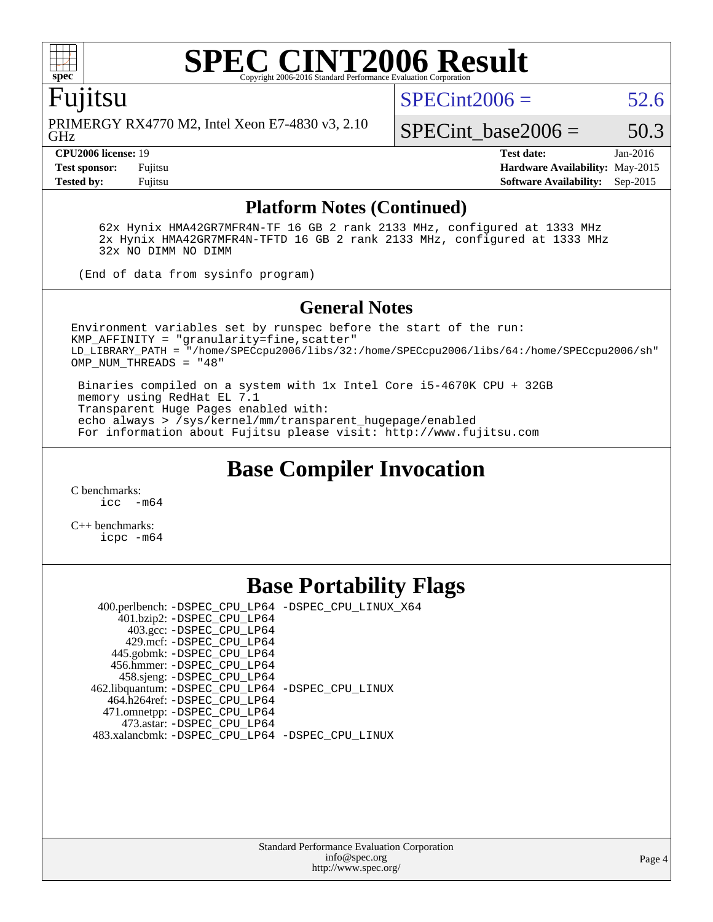# SPEC CINT2006 Result

Copyright 2006-2016 Standard Performance Evaluation Corporation

## Fujitsu

PRIMERGY RX4770 M2, Intel Xeon E7-4830 v3, 2.10 GHz

SPECint2006 = 52.6

SPECint_base2006 = 50.3

| | | | |
|---|---|---|---|
| **CPU2006 license:** 19 | | **Test date:** | Jan-2016 |
| **Test sponsor:** | Fujitsu | **Hardware Availability:** | May-2015 |
| **Tested by:** | Fujitsu | **Software Availability:** | Sep-2015 |

### Platform Notes (Continued)

```
    62x Hynix HMA42GR7MFR4N-TF 16 GB 2 rank 2133 MHz, configured at 1333 MHz
    2x Hynix HMA42GR7MFR4N-TFTD 16 GB 2 rank 2133 MHz, configured at 1333 MHz
    32x NO DIMM NO DIMM

 (End of data from sysinfo program)
```

### General Notes

```
Environment variables set by runspec before the start of the run:
KMP_AFFINITY = "granularity=fine,scatter"
LD_LIBRARY_PATH = "/home/SPECcpu2006/libs/32:/home/SPECcpu2006/libs/64:/home/SPECcpu2006/sh"
OMP_NUM_THREADS = "48"

 Binaries compiled on a system with 1x Intel Core i5-4670K CPU + 32GB
 memory using RedHat EL 7.1
 Transparent Huge Pages enabled with:
 echo always > /sys/kernel/mm/transparent_hugepage/enabled
 For information about Fujitsu please visit: http://www.fujitsu.com
```

## Base Compiler Invocation

C benchmarks:
```
icc  -m64
```

C++ benchmarks:
```
icpc -m64
```

## Base Portability Flags

```
   400.perlbench: -DSPEC_CPU_LP64 -DSPEC_CPU_LINUX_X64
       401.bzip2: -DSPEC_CPU_LP64
         403.gcc: -DSPEC_CPU_LP64
         429.mcf: -DSPEC_CPU_LP64
       445.gobmk: -DSPEC_CPU_LP64
       456.hmmer: -DSPEC_CPU_LP64
       458.sjeng: -DSPEC_CPU_LP64
  462.libquantum: -DSPEC_CPU_LP64 -DSPEC_CPU_LINUX
     464.h264ref: -DSPEC_CPU_LP64
     471.omnetpp: -DSPEC_CPU_LP64
       473.astar: -DSPEC_CPU_LP64
   483.xalancbmk: -DSPEC_CPU_LP64 -DSPEC_CPU_LINUX
```

Standard Performance Evaluation Corporation
info@spec.org
http://www.spec.org/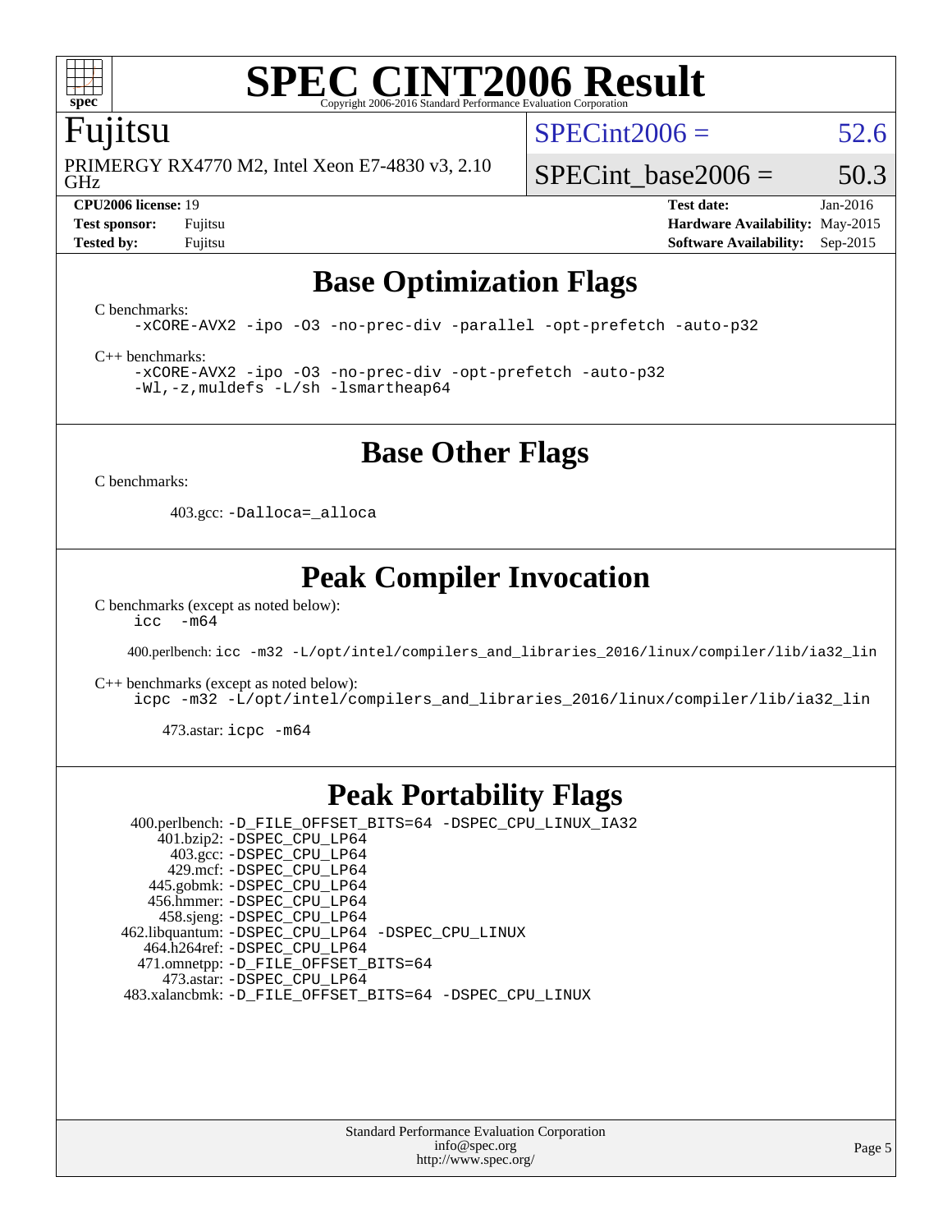# SPEC CINT2006 Result

Copyright 2006-2016 Standard Performance Evaluation Corporation

## Fujitsu

PRIMERGY RX4770 M2, Intel Xeon E7-4830 v3, 2.10 GHz

SPECint2006 = 52.6

SPECint_base2006 = 50.3

**CPU2006 license:** 19
**Test sponsor:** Fujitsu
**Tested by:** Fujitsu

**Test date:** Jan-2016
**Hardware Availability:** May-2015
**Software Availability:** Sep-2015

## Base Optimization Flags

C benchmarks:

```
-xCORE-AVX2 -ipo -O3 -no-prec-div -parallel -opt-prefetch -auto-p32
```

C++ benchmarks:

```
-xCORE-AVX2 -ipo -O3 -no-prec-div -opt-prefetch -auto-p32
-Wl,-z,muldefs -L/sh -lsmartheap64
```

## Base Other Flags

C benchmarks:

403.gcc: `-Dalloca=_alloca`

## Peak Compiler Invocation

C benchmarks (except as noted below):

```
icc  -m64
```

400.perlbench: `icc -m32 -L/opt/intel/compilers_and_libraries_2016/linux/compiler/lib/ia32_lin`

C++ benchmarks (except as noted below):

```
icpc -m32 -L/opt/intel/compilers_and_libraries_2016/linux/compiler/lib/ia32_lin
```

473.astar: `icpc -m64`

## Peak Portability Flags

400.perlbench: `-D_FILE_OFFSET_BITS=64 -DSPEC_CPU_LINUX_IA32`
401.bzip2: `-DSPEC_CPU_LP64`
403.gcc: `-DSPEC_CPU_LP64`
429.mcf: `-DSPEC_CPU_LP64`
445.gobmk: `-DSPEC_CPU_LP64`
456.hmmer: `-DSPEC_CPU_LP64`
458.sjeng: `-DSPEC_CPU_LP64`
462.libquantum: `-DSPEC_CPU_LP64 -DSPEC_CPU_LINUX`
464.h264ref: `-DSPEC_CPU_LP64`
471.omnetpp: `-D_FILE_OFFSET_BITS=64`
473.astar: `-DSPEC_CPU_LP64`
483.xalancbmk: `-D_FILE_OFFSET_BITS=64 -DSPEC_CPU_LINUX`

Standard Performance Evaluation Corporation
info@spec.org
http://www.spec.org/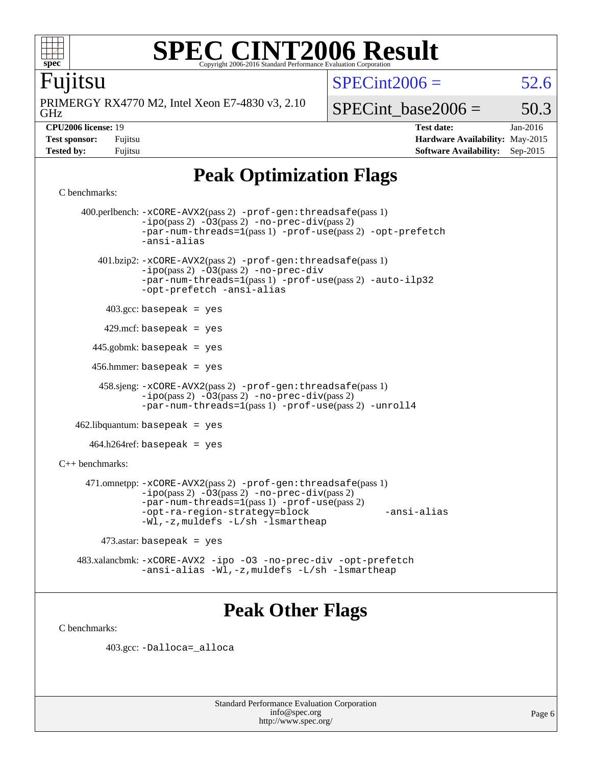# SPEC CINT2006 Result

Copyright 2006-2016 Standard Performance Evaluation Corporation

## Fujitsu

PRIMERGY RX4770 M2, Intel Xeon E7-4830 v3, 2.10 GHz

SPECint2006 = 52.6

SPECint_base2006 = 50.3

**CPU2006 license:** 19
**Test sponsor:** Fujitsu
**Tested by:** Fujitsu

**Test date:** Jan-2016
**Hardware Availability:** May-2015
**Software Availability:** Sep-2015

## Peak Optimization Flags

C benchmarks:

400.perlbench: `-xCORE-AVX2`(pass 2) `-prof-gen:threadsafe`(pass 1) `-ipo`(pass 2) `-O3`(pass 2) `-no-prec-div`(pass 2) `-par-num-threads=1`(pass 1) `-prof-use`(pass 2) `-opt-prefetch` `-ansi-alias`

401.bzip2: `-xCORE-AVX2`(pass 2) `-prof-gen:threadsafe`(pass 1) `-ipo`(pass 2) `-O3`(pass 2) `-no-prec-div` `-par-num-threads=1`(pass 1) `-prof-use`(pass 2) `-auto-ilp32` `-opt-prefetch` `-ansi-alias`

403.gcc: `basepeak = yes`

429.mcf: `basepeak = yes`

445.gobmk: `basepeak = yes`

456.hmmer: `basepeak = yes`

458.sjeng: `-xCORE-AVX2`(pass 2) `-prof-gen:threadsafe`(pass 1) `-ipo`(pass 2) `-O3`(pass 2) `-no-prec-div`(pass 2) `-par-num-threads=1`(pass 1) `-prof-use`(pass 2) `-unroll4`

462.libquantum: `basepeak = yes`

464.h264ref: `basepeak = yes`

C++ benchmarks:

471.omnetpp: `-xCORE-AVX2`(pass 2) `-prof-gen:threadsafe`(pass 1) `-ipo`(pass 2) `-O3`(pass 2) `-no-prec-div`(pass 2) `-par-num-threads=1`(pass 1) `-prof-use`(pass 2) `-opt-ra-region-strategy=block` `-ansi-alias` `-Wl,-z,muldefs` `-L/sh -lsmartheap`

473.astar: `basepeak = yes`

483.xalancbmk: `-xCORE-AVX2` `-ipo` `-O3` `-no-prec-div` `-opt-prefetch` `-ansi-alias` `-Wl,-z,muldefs` `-L/sh -lsmartheap`

## Peak Other Flags

C benchmarks:

403.gcc: `-Dalloca=_alloca`

Standard Performance Evaluation Corporation
info@spec.org
http://www.spec.org/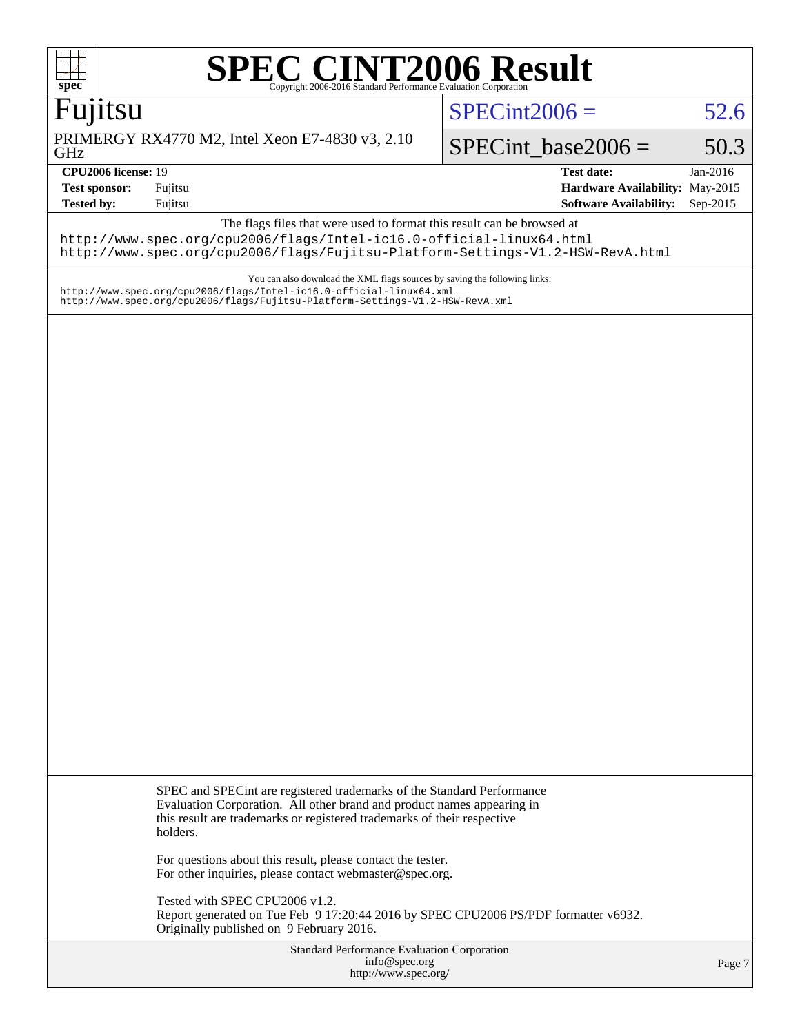# SPEC CINT2006 Result

Copyright 2006-2016 Standard Performance Evaluation Corporation

**Fujitsu**

PRIMERGY RX4770 M2, Intel Xeon E7-4830 v3, 2.10 GHz

SPECint2006 = 52.6

SPECint_base2006 = 50.3

| | | | |
|---|---|---|---|
| **CPU2006 license:** 19 | | **Test date:** | Jan-2016 |
| **Test sponsor:** | Fujitsu | **Hardware Availability:** | May-2015 |
| **Tested by:** | Fujitsu | **Software Availability:** | Sep-2015 |

The flags files that were used to format this result can be browsed at

http://www.spec.org/cpu2006/flags/Intel-ic16.0-official-linux64.html
http://www.spec.org/cpu2006/flags/Fujitsu-Platform-Settings-V1.2-HSW-RevA.html

You can also download the XML flags sources by saving the following links:

http://www.spec.org/cpu2006/flags/Intel-ic16.0-official-linux64.xml
http://www.spec.org/cpu2006/flags/Fujitsu-Platform-Settings-V1.2-HSW-RevA.xml

SPEC and SPECint are registered trademarks of the Standard Performance Evaluation Corporation. All other brand and product names appearing in this result are trademarks or registered trademarks of their respective holders.

For questions about this result, please contact the tester.
For other inquiries, please contact webmaster@spec.org.

Tested with SPEC CPU2006 v1.2.
Report generated on Tue Feb 9 17:20:44 2016 by SPEC CPU2006 PS/PDF formatter v6932.
Originally published on 9 February 2016.

Standard Performance Evaluation Corporation
info@spec.org
http://www.spec.org/